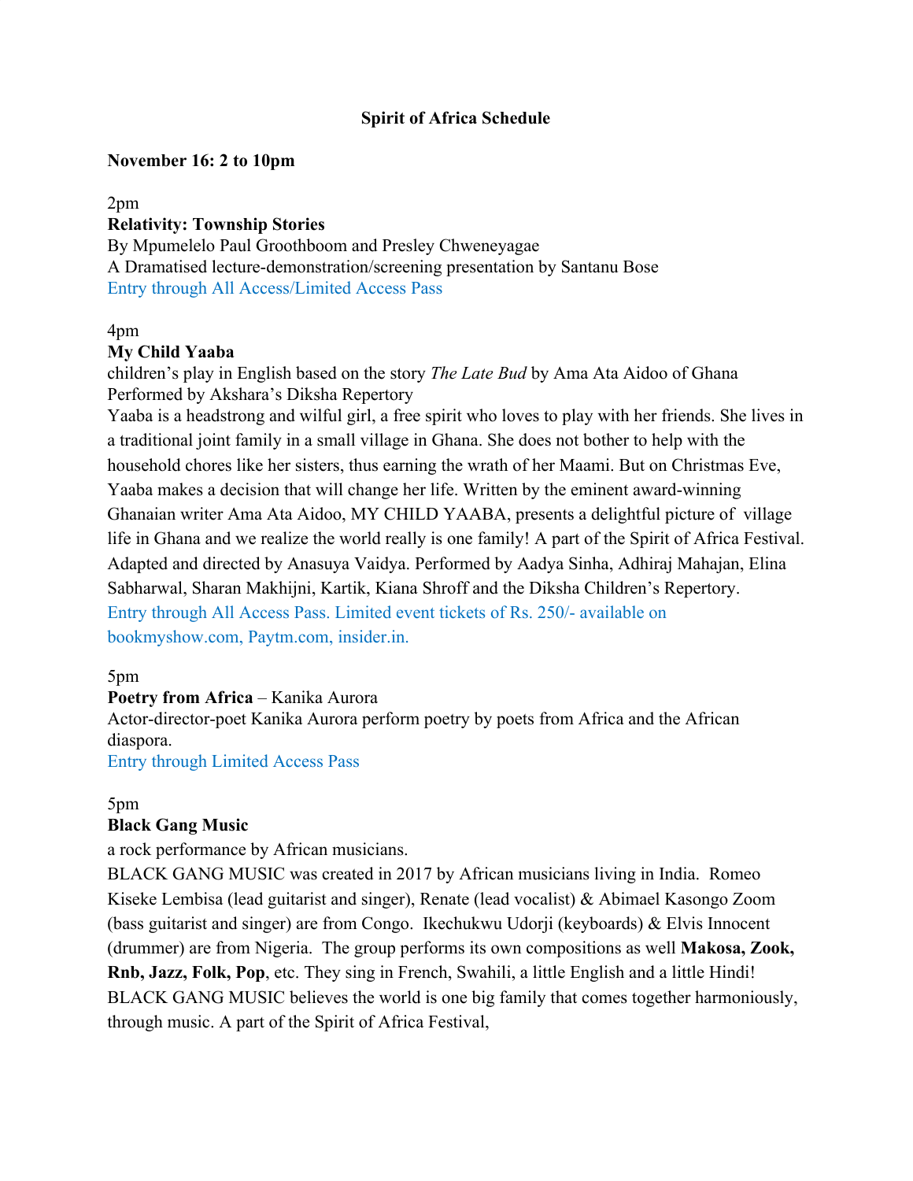# Spirit of Africa Schedule

**November 16: 2 to 10pm**

2pm

**Relativity: Township Stories**

By Mpumelelo Paul Groothboom and Presley Chweneyagae

A Dramatised lecture-demonstration/screening presentation by Santanu Bose

Entry through All Access/Limited Access Pass

4pm

**My Child Yaaba**

children's play in English based on the story *The Late Bud* by Ama Ata Aidoo of Ghana

Performed by Akshara's Diksha Repertory

Yaaba is a headstrong and wilful girl, a free spirit who loves to play with her friends. She lives in a traditional joint family in a small village in Ghana. She does not bother to help with the household chores like her sisters, thus earning the wrath of her Maami. But on Christmas Eve, Yaaba makes a decision that will change her life. Written by the eminent award-winning Ghanaian writer Ama Ata Aidoo, MY CHILD YAABA, presents a delightful picture of village life in Ghana and we realize the world really is one family! A part of the Spirit of Africa Festival. Adapted and directed by Anasuya Vaidya. Performed by Aadya Sinha, Adhiraj Mahajan, Elina Sabharwal, Sharan Makhijni, Kartik, Kiana Shroff and the Diksha Children's Repertory.

Entry through All Access Pass. Limited event tickets of Rs. 250/- available on bookmyshow.com, Paytm.com, insider.in.

5pm

**Poetry from Africa** – Kanika Aurora

Actor-director-poet Kanika Aurora perform poetry by poets from Africa and the African diaspora.

Entry through Limited Access Pass

5pm

**Black Gang Music**

a rock performance by African musicians.

BLACK GANG MUSIC was created in 2017 by African musicians living in India. Romeo Kiseke Lembisa (lead guitarist and singer), Renate (lead vocalist) & Abimael Kasongo Zoom (bass guitarist and singer) are from Congo. Ikechukwu Udorji (keyboards) & Elvis Innocent (drummer) are from Nigeria. The group performs its own compositions as well **Makosa, Zook, Rnb, Jazz, Folk, Pop**, etc. They sing in French, Swahili, a little English and a little Hindi! BLACK GANG MUSIC believes the world is one big family that comes together harmoniously, through music. A part of the Spirit of Africa Festival,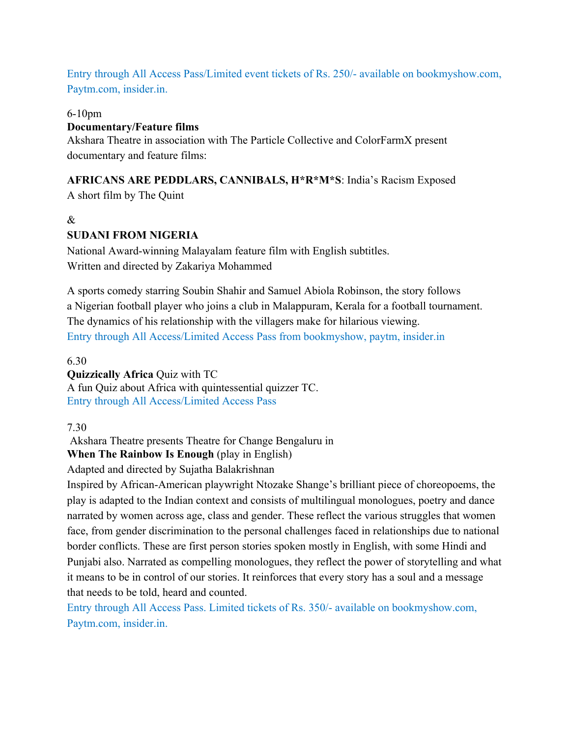Entry through All Access Pass/Limited event tickets of Rs. 250/- available on bookmyshow.com, Paytm.com, insider.in.

6-10pm
**Documentary/Feature films**
Akshara Theatre in association with The Particle Collective and ColorFarmX present documentary and feature films:

**AFRICANS ARE PEDDLARS, CANNIBALS, H*R*M*S**: India's Racism Exposed
A short film by The Quint

&

**SUDANI FROM NIGERIA**
National Award-winning Malayalam feature film with English subtitles.
Written and directed by Zakariya Mohammed

A sports comedy starring Soubin Shahir and Samuel Abiola Robinson, the story follows a Nigerian football player who joins a club in Malappuram, Kerala for a football tournament. The dynamics of his relationship with the villagers make for hilarious viewing.
Entry through All Access/Limited Access Pass from bookmyshow, paytm, insider.in

6.30
**Quizzically Africa** Quiz with TC
A fun Quiz about Africa with quintessential quizzer TC.
Entry through All Access/Limited Access Pass

7.30
Akshara Theatre presents Theatre for Change Bengaluru in
**When The Rainbow Is Enough** (play in English)
Adapted and directed by Sujatha Balakrishnan
Inspired by African-American playwright Ntozake Shange's brilliant piece of choreopoems, the play is adapted to the Indian context and consists of multilingual monologues, poetry and dance narrated by women across age, class and gender. These reflect the various struggles that women face, from gender discrimination to the personal challenges faced in relationships due to national border conflicts. These are first person stories spoken mostly in English, with some Hindi and Punjabi also. Narrated as compelling monologues, they reflect the power of storytelling and what it means to be in control of our stories. It reinforces that every story has a soul and a message that needs to be told, heard and counted.
Entry through All Access Pass. Limited tickets of Rs. 350/- available on bookmyshow.com, Paytm.com, insider.in.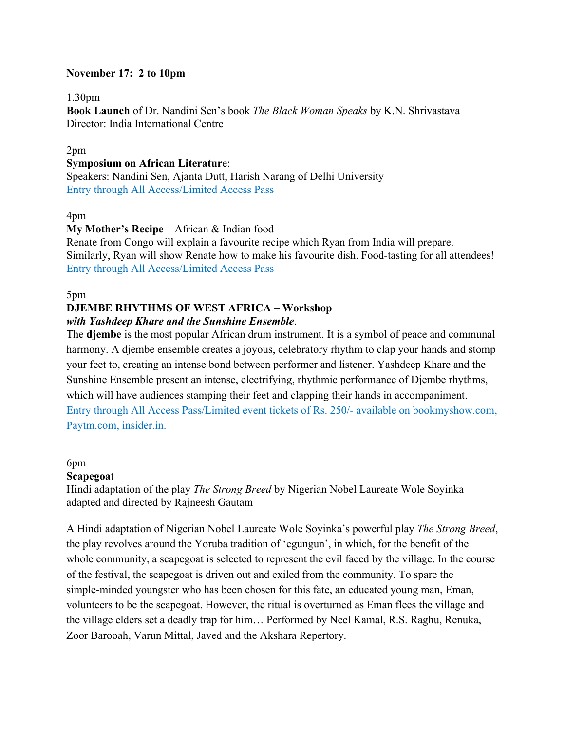**November 17: 2 to 10pm**

1.30pm
**Book Launch** of Dr. Nandini Sen's book *The Black Woman Speaks* by K.N. Shrivastava
Director: India International Centre

2pm
**Symposium on African Literature**:
Speakers: Nandini Sen, Ajanta Dutt, Harish Narang of Delhi University
Entry through All Access/Limited Access Pass

4pm
**My Mother's Recipe** – African & Indian food
Renate from Congo will explain a favourite recipe which Ryan from India will prepare. Similarly, Ryan will show Renate how to make his favourite dish. Food-tasting for all attendees!
Entry through All Access/Limited Access Pass

5pm
**DJEMBE RHYTHMS OF WEST AFRICA – Workshop**
***with Yashdeep Khare and the Sunshine Ensemble***.
The **djembe** is the most popular African drum instrument. It is a symbol of peace and communal harmony. A djembe ensemble creates a joyous, celebratory rhythm to clap your hands and stomp your feet to, creating an intense bond between performer and listener. Yashdeep Khare and the Sunshine Ensemble present an intense, electrifying, rhythmic performance of Djembe rhythms, which will have audiences stamping their feet and clapping their hands in accompaniment.
Entry through All Access Pass/Limited event tickets of Rs. 250/- available on bookmyshow.com, Paytm.com, insider.in.

6pm
**Scapegoat**
Hindi adaptation of the play *The Strong Breed* by Nigerian Nobel Laureate Wole Soyinka adapted and directed by Rajneesh Gautam

A Hindi adaptation of Nigerian Nobel Laureate Wole Soyinka's powerful play *The Strong Breed*, the play revolves around the Yoruba tradition of 'egungun', in which, for the benefit of the whole community, a scapegoat is selected to represent the evil faced by the village. In the course of the festival, the scapegoat is driven out and exiled from the community. To spare the simple-minded youngster who has been chosen for this fate, an educated young man, Eman, volunteers to be the scapegoat. However, the ritual is overturned as Eman flees the village and the village elders set a deadly trap for him… Performed by Neel Kamal, R.S. Raghu, Renuka, Zoor Barooah, Varun Mittal, Javed and the Akshara Repertory.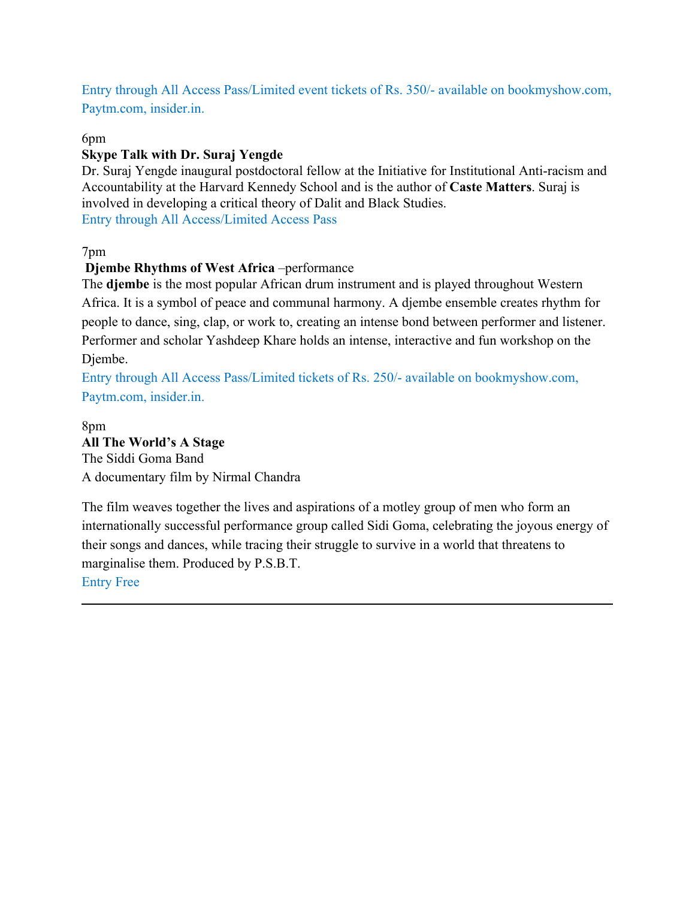Entry through All Access Pass/Limited event tickets of Rs. 350/- available on bookmyshow.com, Paytm.com, insider.in.

6pm

**Skype Talk with Dr. Suraj Yengde**

Dr. Suraj Yengde inaugural postdoctoral fellow at the Initiative for Institutional Anti-racism and Accountability at the Harvard Kennedy School and is the author of **Caste Matters**. Suraj is involved in developing a critical theory of Dalit and Black Studies.

Entry through All Access/Limited Access Pass

7pm

**Djembe Rhythms of West Africa** –performance

The **djembe** is the most popular African drum instrument and is played throughout Western Africa. It is a symbol of peace and communal harmony. A djembe ensemble creates rhythm for people to dance, sing, clap, or work to, creating an intense bond between performer and listener. Performer and scholar Yashdeep Khare holds an intense, interactive and fun workshop on the Djembe.

Entry through All Access Pass/Limited tickets of Rs. 250/- available on bookmyshow.com, Paytm.com, insider.in.

8pm

**All The World's A Stage**

The Siddi Goma Band

A documentary film by Nirmal Chandra

The film weaves together the lives and aspirations of a motley group of men who form an internationally successful performance group called Sidi Goma, celebrating the joyous energy of their songs and dances, while tracing their struggle to survive in a world that threatens to marginalise them. Produced by P.S.B.T.

Entry Free

---